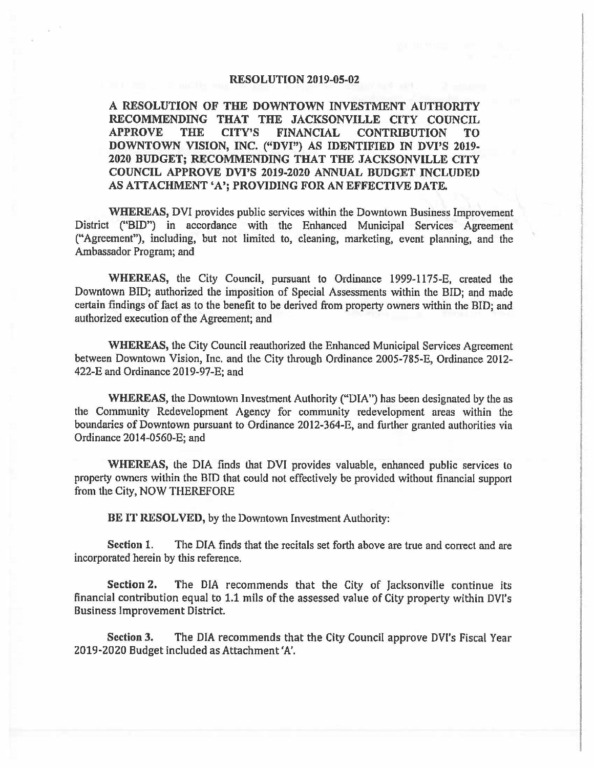# RESOLUTION 2019-05-02

**A RESOLUTION OF THE DOWNTOWN INVESTMENT AUTHORITY RECOMMENDING THAT THE JACKSONVILLE CITY COUNCIL APPROVE THE CITY'S FINANCIAL CONTRIBUTION TO DOWNTOWN VISION, INC. ("DVI") AS IDENTIFIED IN DVI'S 2019-2020 BUDGET; RECOMMENDING THAT THE JACKSONVILLE CITY COUNCIL APPROVE DVI'S 2019-2020 ANNUAL BUDGET INCLUDED AS ATTACHMENT 'A'; PROVIDING FOR AN EFFECTIVE DATE.**

**WHEREAS,** DVI provides public services within the Downtown Business Improvement District ("BID") in accordance with the Enhanced Municipal Services Agreement ("Agreement"), including, but not limited to, cleaning, marketing, event planning, and the Ambassador Program; and

**WHEREAS,** the City Council, pursuant to Ordinance 1999-1175-E, created the Downtown BID; authorized the imposition of Special Assessments within the BID; and made certain findings of fact as to the benefit to be derived from property owners within the BID; and authorized execution of the Agreement; and

**WHEREAS,** the City Council reauthorized the Enhanced Municipal Services Agreement between Downtown Vision, Inc. and the City through Ordinance 2005-785-E, Ordinance 2012-422-E and Ordinance 2019-97-E; and

**WHEREAS,** the Downtown Investment Authority ("DIA") has been designated by the as the Community Redevelopment Agency for community redevelopment areas within the boundaries of Downtown pursuant to Ordinance 2012-364-E, and further granted authorities via Ordinance 2014-0560-E; and

**WHEREAS,** the DIA finds that DVI provides valuable, enhanced public services to property owners within the BID that could not effectively be provided without financial support from the City, NOW THEREFORE

**BE IT RESOLVED,** by the Downtown Investment Authority:

**Section 1.** The DIA finds that the recitals set forth above are true and correct and are incorporated herein by this reference.

**Section 2.** The DIA recommends that the City of Jacksonville continue its financial contribution equal to 1.1 mils of the assessed value of City property within DVI's Business Improvement District.

**Section 3.** The DIA recommends that the City Council approve DVI's Fiscal Year 2019-2020 Budget included as Attachment 'A'.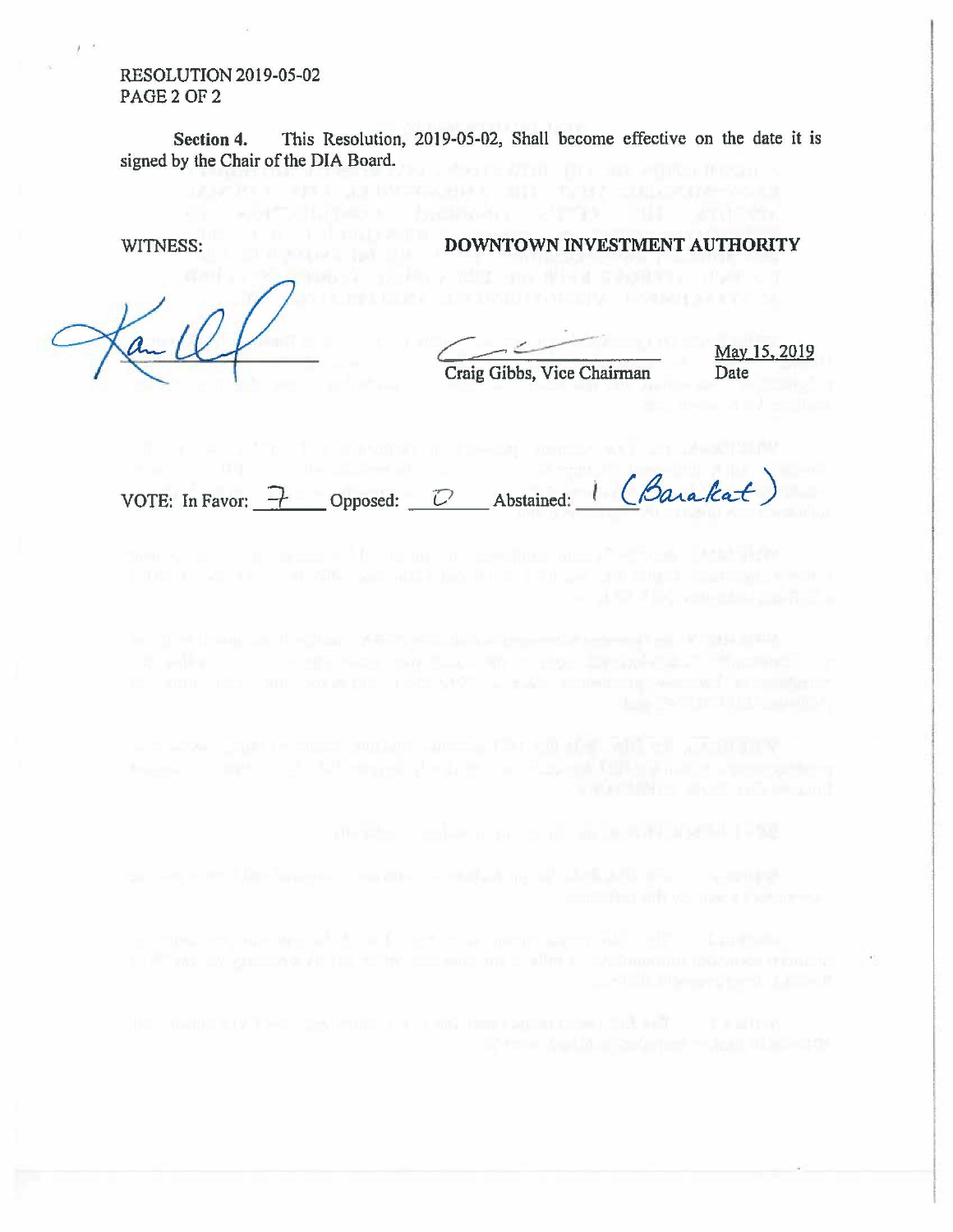RESOLUTION 2019-05-02
PAGE 2 OF 2

**Section 4.** This Resolution, 2019-05-02, Shall become effective on the date it is signed by the Chair of the DIA Board.

WITNESS: **DOWNTOWN INVESTMENT AUTHORITY**

Craig Gibbs, Vice Chairman

May 15, 2019
Date

VOTE: In Favor: 7 Opposed: 0 Abstained: 1 (Barakat)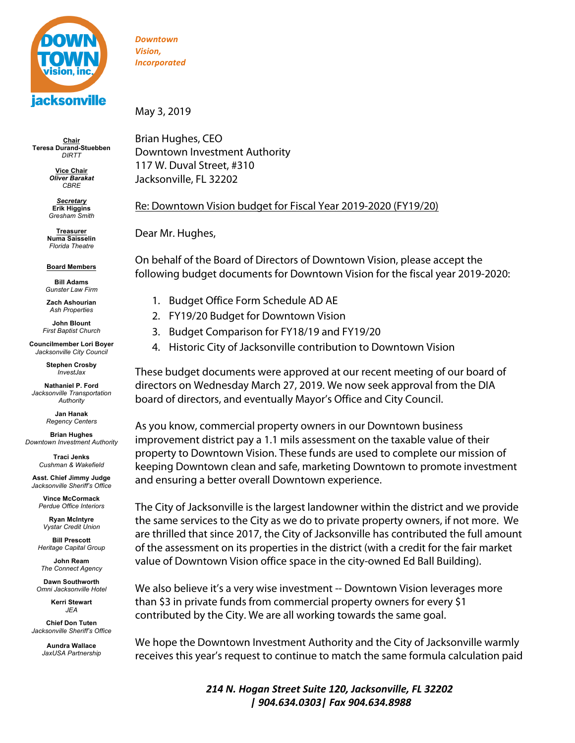**Downtown Vision, Incorporated**

**Chair**
**Teresa Durand-Stuebben**
*DIRTT*

**Vice Chair**
***Oliver Barakat***
*CBRE*

***Secretary***
**Erik Higgins**
*Gresham Smith*

**Treasurer**
**Numa Saisselin**
*Florida Theatre*

**Board Members**

**Bill Adams**
*Gunster Law Firm*

**Zach Ashourian**
*Ash Properties*

**John Blount**
*First Baptist Church*

**Councilmember Lori Boyer**
*Jacksonville City Council*

**Stephen Crosby**
*InvestJax*

**Nathaniel P. Ford**
*Jacksonville Transportation Authority*

**Jan Hanak**
*Regency Centers*

**Brian Hughes**
*Downtown Investment Authority*

**Traci Jenks**
*Cushman & Wakefield*

**Asst. Chief Jimmy Judge**
*Jacksonville Sheriff's Office*

**Vince McCormack**
*Perdue Office Interiors*

**Ryan McIntyre**
*Vystar Credit Union*

**Bill Prescott**
*Heritage Capital Group*

**John Ream**
*The Connect Agency*

**Dawn Southworth**
*Omni Jacksonville Hotel*

**Kerri Stewart**
*JEA*

**Chief Don Tuten**
*Jacksonville Sheriff's Office*

**Aundra Wallace**
*JaxUSA Partnership*

May 3, 2019

Brian Hughes, CEO
Downtown Investment Authority
117 W. Duval Street, #310
Jacksonville, FL 32202

Re: Downtown Vision budget for Fiscal Year 2019-2020 (FY19/20)

Dear Mr. Hughes,

On behalf of the Board of Directors of Downtown Vision, please accept the following budget documents for Downtown Vision for the fiscal year 2019-2020:

1. Budget Office Form Schedule AD AE
2. FY19/20 Budget for Downtown Vision
3. Budget Comparison for FY18/19 and FY19/20
4. Historic City of Jacksonville contribution to Downtown Vision

These budget documents were approved at our recent meeting of our board of directors on Wednesday March 27, 2019. We now seek approval from the DIA board of directors, and eventually Mayor's Office and City Council.

As you know, commercial property owners in our Downtown business improvement district pay a 1.1 mils assessment on the taxable value of their property to Downtown Vision. These funds are used to complete our mission of keeping Downtown clean and safe, marketing Downtown to promote investment and ensuring a better overall Downtown experience.

The City of Jacksonville is the largest landowner within the district and we provide the same services to the City as we do to private property owners, if not more. We are thrilled that since 2017, the City of Jacksonville has contributed the full amount of the assessment on its properties in the district (with a credit for the fair market value of Downtown Vision office space in the city-owned Ed Ball Building).

We also believe it's a very wise investment -- Downtown Vision leverages more than $3 in private funds from commercial property owners for every $1 contributed by the City. We are all working towards the same goal.

We hope the Downtown Investment Authority and the City of Jacksonville warmly receives this year's request to continue to match the same formula calculation paid

***214 N. Hogan Street Suite 120, Jacksonville, FL 32202 | 904.634.0303| Fax 904.634.8988***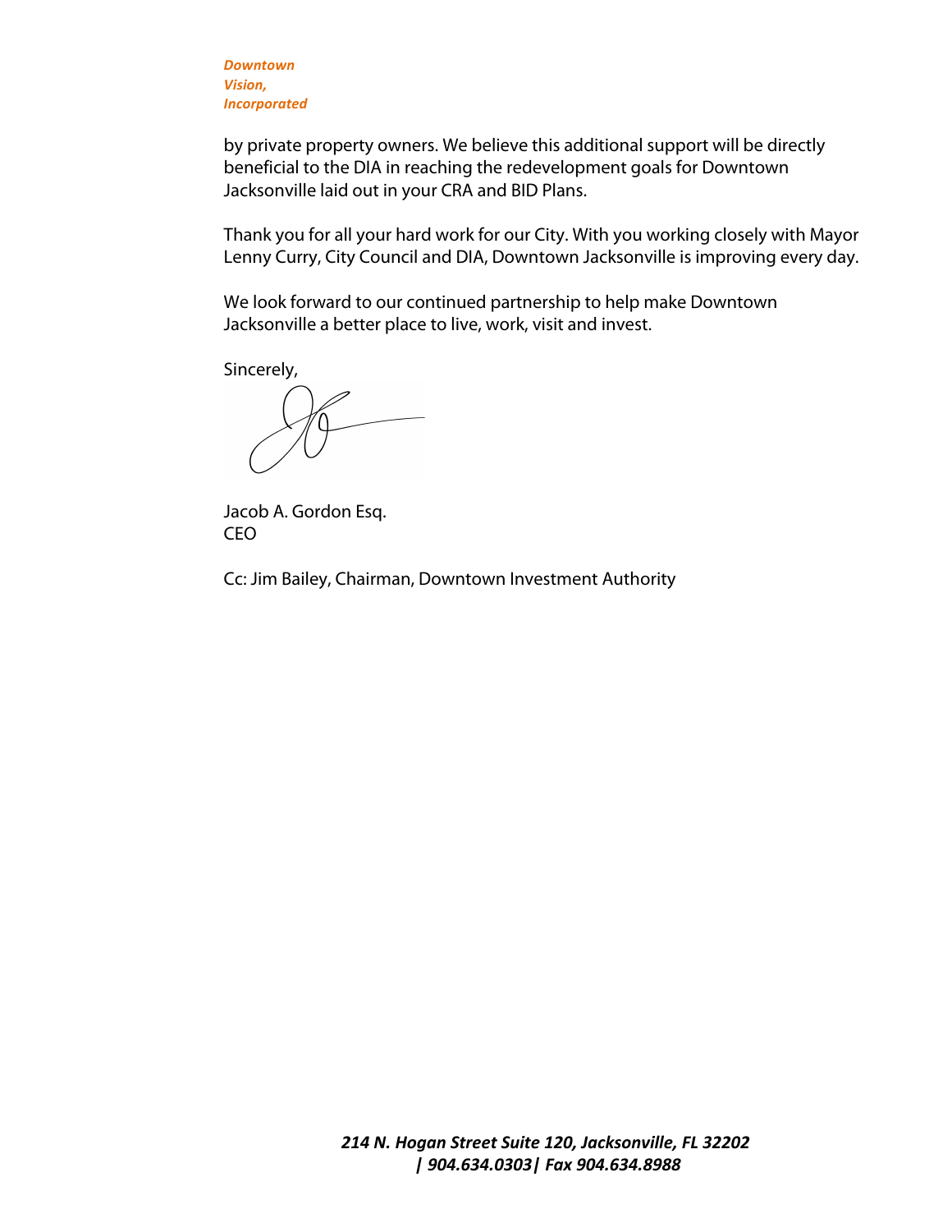by private property owners. We believe this additional support will be directly beneficial to the DIA in reaching the redevelopment goals for Downtown Jacksonville laid out in your CRA and BID Plans.

Thank you for all your hard work for our City. With you working closely with Mayor Lenny Curry, City Council and DIA, Downtown Jacksonville is improving every day.

We look forward to our continued partnership to help make Downtown Jacksonville a better place to live, work, visit and invest.

Sincerely,

Jacob A. Gordon Esq.
CEO

Cc: Jim Bailey, Chairman, Downtown Investment Authority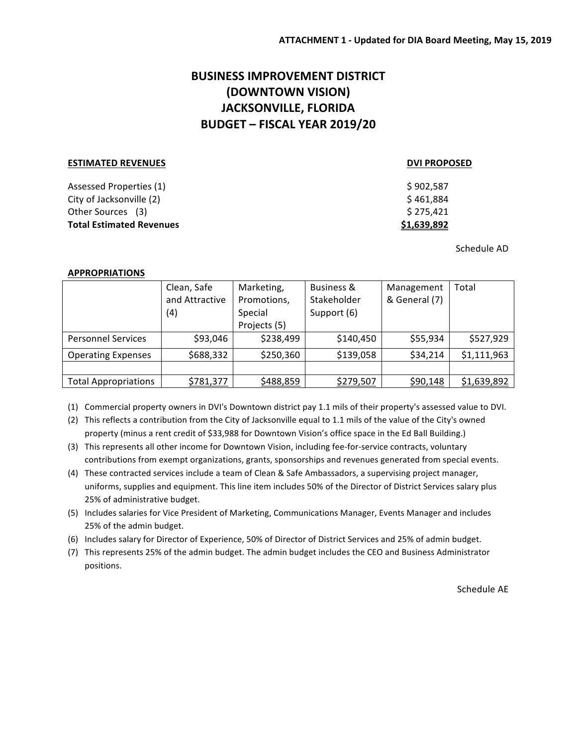ATTACHMENT 1 - Updated for DIA Board Meeting, May 15, 2019

# BUSINESS IMPROVEMENT DISTRICT
# (DOWNTOWN VISION)
# JACKSONVILLE, FLORIDA
# BUDGET – FISCAL YEAR 2019/20

| **ESTIMATED REVENUES** | **DVI PROPOSED** |
|---|---|
| Assessed Properties (1) | $ 902,587 |
| City of Jacksonville (2) | $ 461,884 |
| Other Sources (3) | $ 275,421 |
| **Total Estimated Revenues** | **$1,639,892** |

Schedule AD

**APPROPRIATIONS**

| | Clean, Safe and Attractive (4) | Marketing, Promotions, Special Projects (5) | Business & Stakeholder Support (6) | Management & General (7) | Total |
|---|---|---|---|---|---|
| Personnel Services | $93,046 | $238,499 | $140,450 | $55,934 | $527,929 |
| Operating Expenses | $688,332 | $250,360 | $139,058 | $34,214 | $1,111,963 |
| | | | | | |
| Total Appropriations | $781,377 | $488,859 | $279,507 | $90,148 | $1,639,892 |

(1) Commercial property owners in DVI's Downtown district pay 1.1 mils of their property's assessed value to DVI.

(2) This reflects a contribution from the City of Jacksonville equal to 1.1 mils of the value of the City's owned property (minus a rent credit of $33,988 for Downtown Vision's office space in the Ed Ball Building.)

(3) This represents all other income for Downtown Vision, including fee-for-service contracts, voluntary contributions from exempt organizations, grants, sponsorships and revenues generated from special events.

(4) These contracted services include a team of Clean & Safe Ambassadors, a supervising project manager, uniforms, supplies and equipment. This line item includes 50% of the Director of District Services salary plus 25% of administrative budget.

(5) Includes salaries for Vice President of Marketing, Communications Manager, Events Manager and includes 25% of the admin budget.

(6) Includes salary for Director of Experience, 50% of Director of District Services and 25% of admin budget.

(7) This represents 25% of the admin budget. The admin budget includes the CEO and Business Administrator positions.

Schedule AE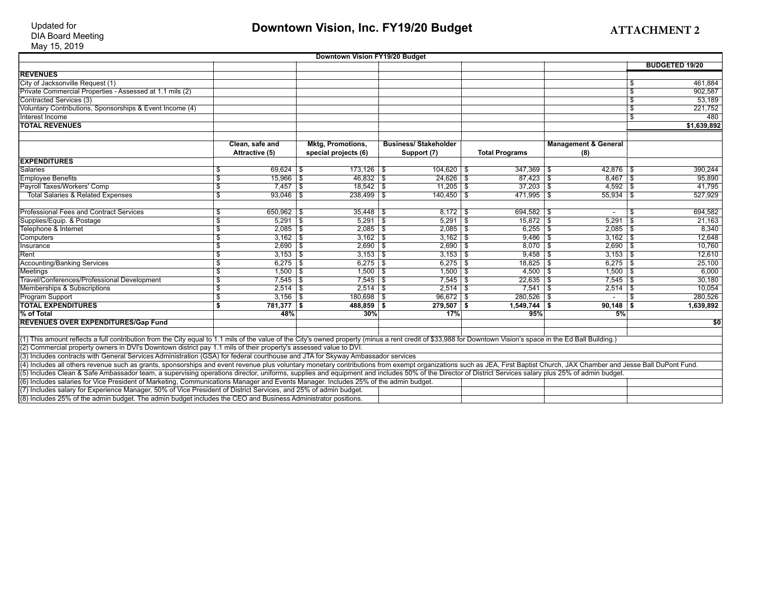Updated for
DIA Board Meeting
May 15, 2019

# Downtown Vision, Inc. FY19/20 Budget

**ATTACHMENT 2**

| Downtown Vision FY19/20 Budget | | | | | | |
|---|---|---|---|---|---|---|
| | | | | | | **BUDGETED 19/20** |
| **REVENUES** | | | | | | |
| City of Jacksonville Request (1) | | | | | | $ 461,884 |
| Private Commercial Properties - Assessed at 1.1 mils (2) | | | | | | $ 902,587 |
| Contracted Services (3) | | | | | | $ 53,189 |
| Voluntary Contributions, Sponsorships & Event Income (4) | | | | | | $ 221,752 |
| Interest Income | | | | | | $ 480 |
| **TOTAL REVENUES** | | | | | | **$1,639,892** |
| | | | | | | |
| | **Clean, safe and Attractive (5)** | **Mktg, Promotions, special projects (6)** | **Business/ Stakeholder Support (7)** | **Total Programs** | **Management & General (8)** | |
| **EXPENDITURES** | | | | | | |
| Salaries | $ 69,624 | $ 173,126 | $ 104,620 | $ 347,369 | $ 42,876 | $ 390,244 |
| Employee Benefits | $ 15,966 | $ 46,832 | $ 24,626 | $ 87,423 | $ 8,467 | $ 95,890 |
| Payroll Taxes/Workers' Comp | $ 7,457 | $ 18,542 | $ 11,205 | $ 37,203 | $ 4,592 | $ 41,795 |
| Total Salaries & Related Expenses | $ 93,046 | $ 238,499 | $ 140,450 | $ 471,995 | $ 55,934 | $ 527,929 |
| | | | | | | |
| Professional Fees and Contract Services | $ 650,962 | $ 35,448 | $ 8,172 | $ 694,582 | $ - | $ 694,582 |
| Supplies/Equip. & Postage | $ 5,291 | $ 5,291 | $ 5,291 | $ 15,872 | $ 5,291 | $ 21,163 |
| Telephone & Internet | $ 2,085 | $ 2,085 | $ 2,085 | $ 6,255 | $ 2,085 | $ 8,340 |
| Computers | $ 3,162 | $ 3,162 | $ 3,162 | $ 9,486 | $ 3,162 | $ 12,648 |
| Insurance | $ 2,690 | $ 2,690 | $ 2,690 | $ 8,070 | $ 2,690 | $ 10,760 |
| Rent | $ 3,153 | $ 3,153 | $ 3,153 | $ 9,458 | $ 3,153 | $ 12,610 |
| Accounting/Banking Services | $ 6,275 | $ 6,275 | $ 6,275 | $ 18,825 | $ 6,275 | $ 25,100 |
| Meetings | $ 1,500 | $ 1,500 | $ 1,500 | $ 4,500 | $ 1,500 | $ 6,000 |
| Travel/Conferences/Professional Development | $ 7,545 | $ 7,545 | $ 7,545 | $ 22,635 | $ 7,545 | $ 30,180 |
| Memberships & Subscriptions | $ 2,514 | $ 2,514 | $ 2,514 | $ 7,541 | $ 2,514 | $ 10,054 |
| Program Support | $ 3,156 | $ 180,698 | $ 96,672 | $ 280,526 | $ - | $ 280,526 |
| **TOTAL EXPENDITURES** | **$ 781,377** | **$ 488,859** | **$ 279,507** | **$ 1,549,744** | **$ 90,148** | **$ 1,639,892** |
| **% of Total** | **48%** | **30%** | **17%** | **95%** | **5%** | |
| **REVENUES OVER EXPENDITURES/Gap Fund** | | | | | | **$0** |

(1) This amount reflects a full contribution from the City equal to 1.1 mils of the value of the City's owned property (minus a rent credit of $33,988 for Downtown Vision's space in the Ed Ball Building.)

(2) Commercial property owners in DVI's Downtown district pay 1.1 mils of their property's assessed value to DVI.

(3) Includes contracts with General Services Administration (GSA) for federal courthouse and JTA for Skyway Ambassador services

(4) Includes all others revenue such as grants, sponsorships and event revenue plus voluntary monetary contributions from exempt organizations such as JEA, First Baptist Church, JAX Chamber and Jesse Ball DuPont Fund.

(5) Includes Clean & Safe Ambassador team, a supervising operations director, uniforms, supplies and equipment and includes 50% of the Director of District Services salary plus 25% of admin budget.

(6) Includes salaries for Vice President of Marketing, Communications Manager and Events Manager. Includes 25% of the admin budget.

(7) Includes salary for Experience Manager, 50% of Vice President of District Services, and 25% of admin budget.

(8) Includes 25% of the admin budget. The admin budget includes the CEO and Business Administrator positions.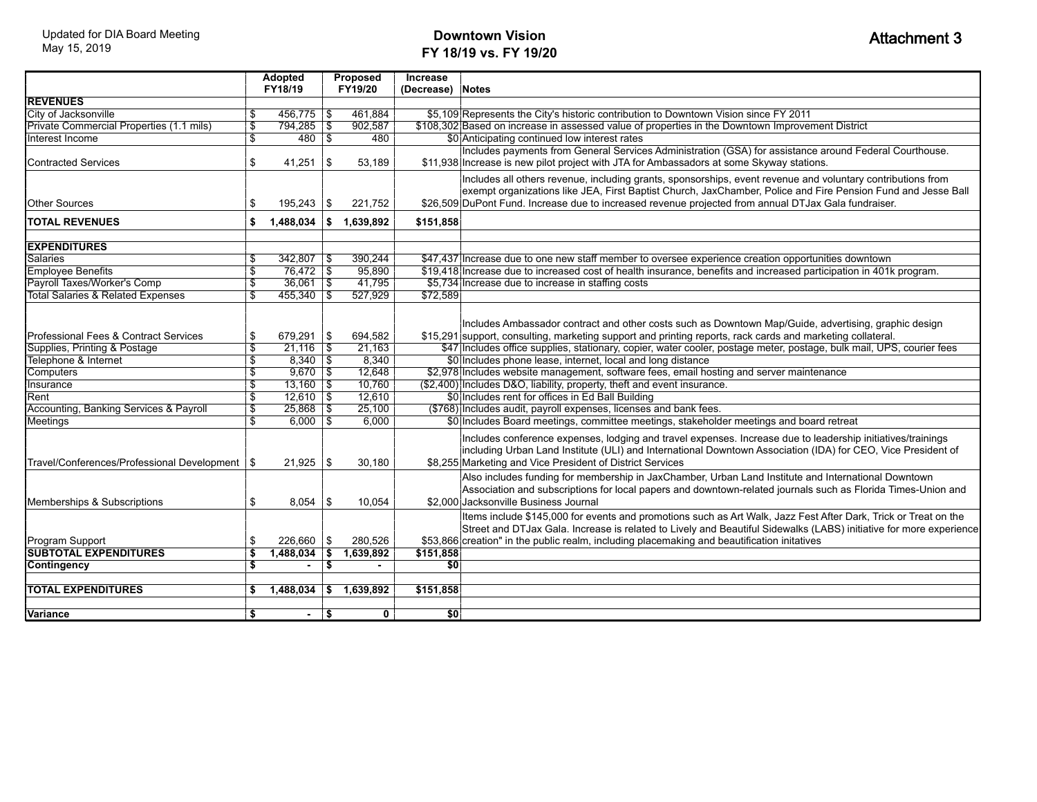Updated for DIA Board Meeting
May 15, 2019

# Downtown Vision
## FY 18/19 vs. FY 19/20

**Attachment 3**

| | Adopted FY18/19 | Proposed FY19/20 | Increase (Decrease) | Notes |
|---|---|---|---|---|
| **REVENUES** | | | | |
| City of Jacksonville | $ 456,775 | $ 461,884 | $5,109 | Represents the City's historic contribution to Downtown Vision since FY 2011 |
| Private Commercial Properties (1.1 mils) | $ 794,285 | $ 902,587 | $108,302 | Based on increase in assessed value of properties in the Downtown Improvement District |
| Interest Income | $ 480 | $ 480 | $0 | Anticipating continued low interest rates |
| Contracted Services | $ 41,251 | $ 53,189 | $11,938 | Includes payments from General Services Administration (GSA) for assistance around Federal Courthouse. Increase is new pilot project with JTA for Ambassadors at some Skyway stations. |
| Other Sources | $ 195,243 | $ 221,752 | $26,509 | Includes all others revenue, including grants, sponsorships, event revenue and voluntary contributions from exempt organizations like JEA, First Baptist Church, JaxChamber, Police and Fire Pension Fund and Jesse Ball DuPont Fund. Increase due to increased revenue projected from annual DTJax Gala fundraiser. |
| **TOTAL REVENUES** | **$ 1,488,034** | **$ 1,639,892** | **$151,858** | |
| | | | | |
| **EXPENDITURES** | | | | |
| Salaries | $ 342,807 | $ 390,244 | $47,437 | Increase due to one new staff member to oversee experience creation opportunities downtown |
| Employee Benefits | $ 76,472 | $ 95,890 | $19,418 | Increase due to increased cost of health insurance, benefits and increased participation in 401k program. |
| Payroll Taxes/Worker's Comp | $ 36,061 | $ 41,795 | $5,734 | Increase due to increase in staffing costs |
| Total Salaries & Related Expenses | $ 455,340 | $ 527,929 | $72,589 | |
| Professional Fees & Contract Services | $ 679,291 | $ 694,582 | $15,291 | Includes Ambassador contract and other costs such as Downtown Map/Guide, advertising, graphic design support, consulting, marketing support and printing reports, rack cards and marketing collateral. |
| Supplies, Printing & Postage | $ 21,116 | $ 21,163 | $47 | Includes office supplies, stationary, copier, water cooler, postage meter, postage, bulk mail, UPS, courier fees |
| Telephone & Internet | $ 8,340 | $ 8,340 | $0 | Includes phone lease, internet, local and long distance |
| Computers | $ 9,670 | $ 12,648 | $2,978 | Includes website management, software fees, email hosting and server maintenance |
| Insurance | $ 13,160 | $ 10,760 | ($2,400) | Includes D&O, liability, property, theft and event insurance. |
| Rent | $ 12,610 | $ 12,610 | $0 | Includes rent for offices in Ed Ball Building |
| Accounting, Banking Services & Payroll | $ 25,868 | $ 25,100 | ($768) | Includes audit, payroll expenses, licenses and bank fees. |
| Meetings | $ 6,000 | $ 6,000 | $0 | Includes Board meetings, committee meetings, stakeholder meetings and board retreat |
| Travel/Conferences/Professional Development | $ 21,925 | $ 30,180 | $8,255 | Includes conference expenses, lodging and travel expenses. Increase due to leadership initiatives/trainings including Urban Land Institute (ULI) and International Downtown Association (IDA) for CEO, Vice President of Marketing and Vice President of District Services |
| Memberships & Subscriptions | $ 8,054 | $ 10,054 | $2,000 | Also includes funding for membership in JaxChamber, Urban Land Institute and International Downtown Association and subscriptions for local papers and downtown-related journals such as Florida Times-Union and Jacksonville Business Journal |
| Program Support | $ 226,660 | $ 280,526 | $53,866 | Items include $145,000 for events and promotions such as Art Walk, Jazz Fest After Dark, Trick or Treat on the Street and DTJax Gala. Increase is related to Lively and Beautiful Sidewalks (LABS) initiative for more experience creation" in the public realm, including placemaking and beautification initatives |
| **SUBTOTAL EXPENDITURES** | **$ 1,488,034** | **$ 1,639,892** | **$151,858** | |
| **Contingency** | **$ -** | **$ -** | **$0** | |
| | | | | |
| **TOTAL EXPENDITURES** | **$ 1,488,034** | **$ 1,639,892** | **$151,858** | |
| | | | | |
| **Variance** | **$ -** | **$ 0** | **$0** | |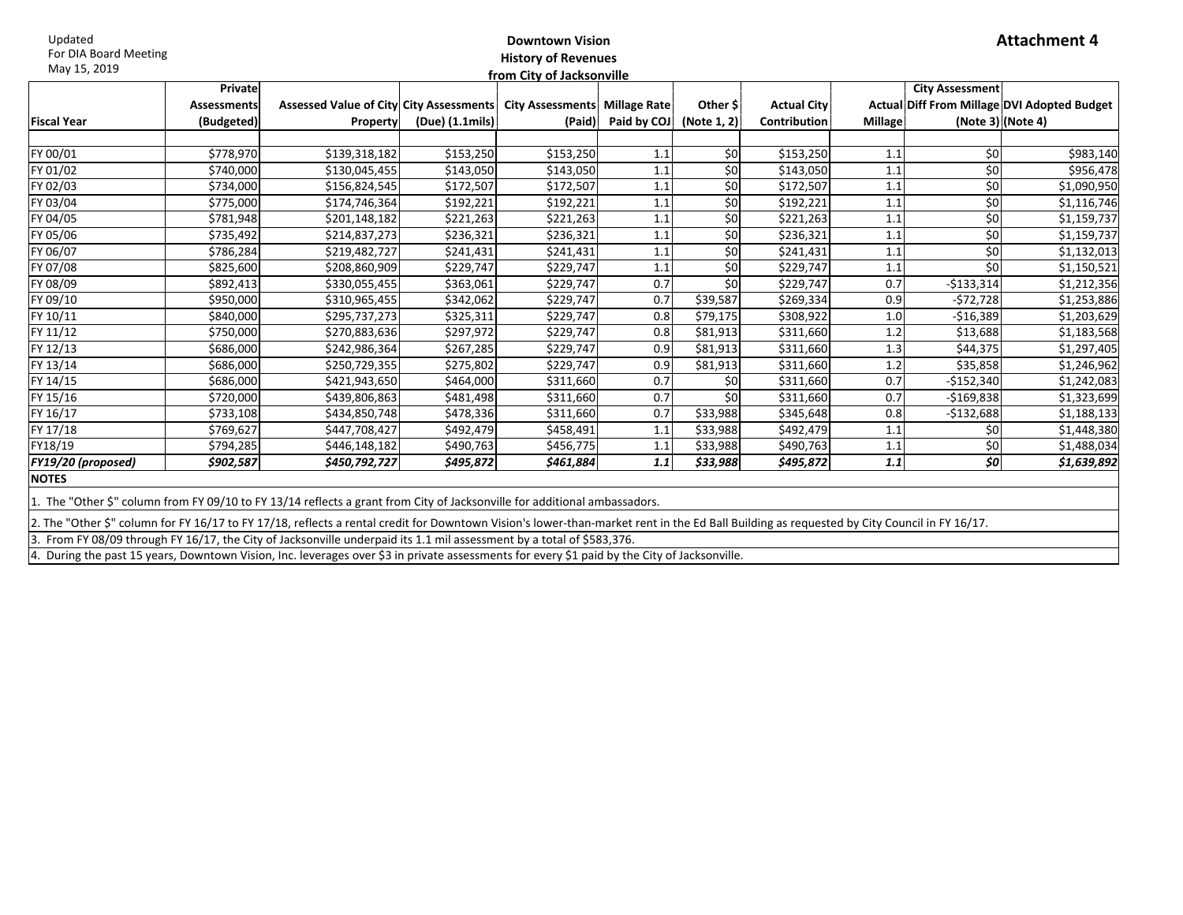Updated
For DIA Board Meeting
May 15, 2019

**Downtown Vision**
**History of Revenues**
**from City of Jacksonville**

**Attachment 4**

| Fiscal Year | Private Assessments (Budgeted) | Assessed Value of City Property | City Assessments (Due) (1.1mils) | City Assessments (Paid) | Millage Rate Paid by COJ | Other $ (Note 1, 2) | Actual City Contribution | Actual Millage | City Assessment Diff From Millage (Note 3) | DVI Adopted Budget (Note 4) |
|---|---|---|---|---|---|---|---|---|---|---|
| FY 00/01 | $778,970 | $139,318,182 | $153,250 | $153,250 | 1.1 | $0 | $153,250 | 1.1 | $0 | $983,140 |
| FY 01/02 | $740,000 | $130,045,455 | $143,050 | $143,050 | 1.1 | $0 | $143,050 | 1.1 | $0 | $956,478 |
| FY 02/03 | $734,000 | $156,824,545 | $172,507 | $172,507 | 1.1 | $0 | $172,507 | 1.1 | $0 | $1,090,950 |
| FY 03/04 | $775,000 | $174,746,364 | $192,221 | $192,221 | 1.1 | $0 | $192,221 | 1.1 | $0 | $1,116,746 |
| FY 04/05 | $781,948 | $201,148,182 | $221,263 | $221,263 | 1.1 | $0 | $221,263 | 1.1 | $0 | $1,159,737 |
| FY 05/06 | $735,492 | $214,837,273 | $236,321 | $236,321 | 1.1 | $0 | $236,321 | 1.1 | $0 | $1,159,737 |
| FY 06/07 | $786,284 | $219,482,727 | $241,431 | $241,431 | 1.1 | $0 | $241,431 | 1.1 | $0 | $1,132,013 |
| FY 07/08 | $825,600 | $208,860,909 | $229,747 | $229,747 | 1.1 | $0 | $229,747 | 1.1 | $0 | $1,150,521 |
| FY 08/09 | $892,413 | $330,055,455 | $363,061 | $229,747 | 0.7 | $0 | $229,747 | 0.7 | -$133,314 | $1,212,356 |
| FY 09/10 | $950,000 | $310,965,455 | $342,062 | $229,747 | 0.7 | $39,587 | $269,334 | 0.9 | -$72,728 | $1,253,886 |
| FY 10/11 | $840,000 | $295,737,273 | $325,311 | $229,747 | 0.8 | $79,175 | $308,922 | 1.0 | -$16,389 | $1,203,629 |
| FY 11/12 | $750,000 | $270,883,636 | $297,972 | $229,747 | 0.8 | $81,913 | $311,660 | 1.2 | $13,688 | $1,183,568 |
| FY 12/13 | $686,000 | $242,986,364 | $267,285 | $229,747 | 0.9 | $81,913 | $311,660 | 1.3 | $44,375 | $1,297,405 |
| FY 13/14 | $686,000 | $250,729,355 | $275,802 | $229,747 | 0.9 | $81,913 | $311,660 | 1.2 | $35,858 | $1,246,962 |
| FY 14/15 | $686,000 | $421,943,650 | $464,000 | $311,660 | 0.7 | $0 | $311,660 | 0.7 | -$152,340 | $1,242,083 |
| FY 15/16 | $720,000 | $439,806,863 | $481,498 | $311,660 | 0.7 | $0 | $311,660 | 0.7 | -$169,838 | $1,323,699 |
| FY 16/17 | $733,108 | $434,850,748 | $478,336 | $311,660 | 0.7 | $33,988 | $345,648 | 0.8 | -$132,688 | $1,188,133 |
| FY 17/18 | $769,627 | $447,708,427 | $492,479 | $458,491 | 1.1 | $33,988 | $492,479 | 1.1 | $0 | $1,448,380 |
| FY18/19 | $794,285 | $446,148,182 | $490,763 | $456,775 | 1.1 | $33,988 | $490,763 | 1.1 | $0 | $1,488,034 |
| ***FY19/20 (proposed)*** | ***$902,587*** | ***$450,792,727*** | ***$495,872*** | ***$461,884*** | ***1.1*** | ***$33,988*** | ***$495,872*** | ***1.1*** | ***$0*** | ***$1,639,892*** |

**NOTES**

1. The "Other $" column from FY 09/10 to FY 13/14 reflects a grant from City of Jacksonville for additional ambassadors.
2. The "Other $" column for FY 16/17 to FY 17/18, reflects a rental credit for Downtown Vision's lower-than-market rent in the Ed Ball Building as requested by City Council in FY 16/17.
3. From FY 08/09 through FY 16/17, the City of Jacksonville underpaid its 1.1 mil assessment by a total of $583,376.
4. During the past 15 years, Downtown Vision, Inc. leverages over $3 in private assessments for every $1 paid by the City of Jacksonville.